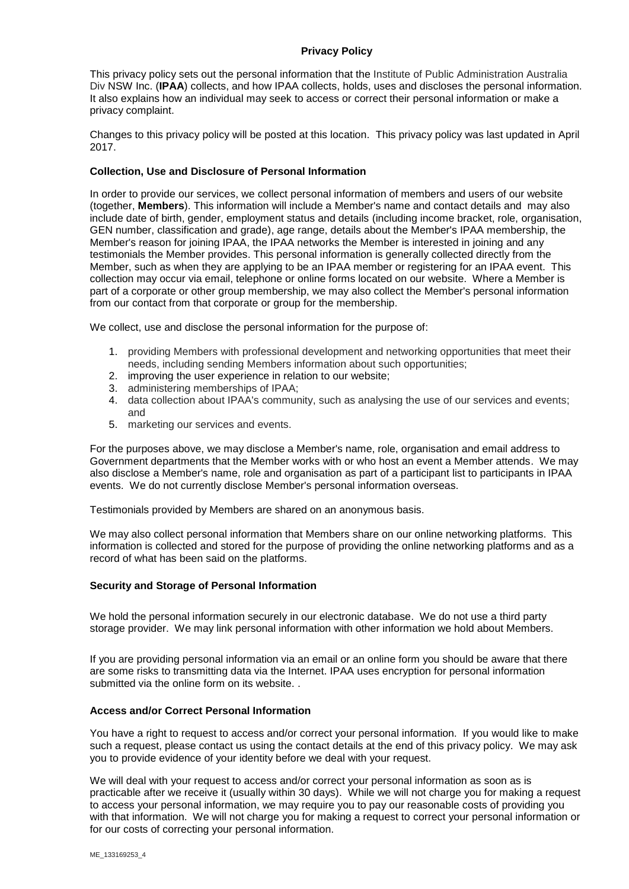# Privacy Policy

This privacy policy sets out the personal information that the Institute of Public Administration Australia Div NSW Inc. (**IPAA**) collects, and how IPAA collects, holds, uses and discloses the personal information. It also explains how an individual may seek to access or correct their personal information or make a privacy complaint.

Changes to this privacy policy will be posted at this location. This privacy policy was last updated in April 2017.

## Collection, Use and Disclosure of Personal Information

In order to provide our services, we collect personal information of members and users of our website (together, **Members**). This information will include a Member's name and contact details and may also include date of birth, gender, employment status and details (including income bracket, role, organisation, GEN number, classification and grade), age range, details about the Member's IPAA membership, the Member's reason for joining IPAA, the IPAA networks the Member is interested in joining and any testimonials the Member provides. This personal information is generally collected directly from the Member, such as when they are applying to be an IPAA member or registering for an IPAA event. This collection may occur via email, telephone or online forms located on our website. Where a Member is part of a corporate or other group membership, we may also collect the Member's personal information from our contact from that corporate or group for the membership.

We collect, use and disclose the personal information for the purpose of:

1. providing Members with professional development and networking opportunities that meet their needs, including sending Members information about such opportunities;
2. improving the user experience in relation to our website;
3. administering memberships of IPAA;
4. data collection about IPAA's community, such as analysing the use of our services and events; and
5. marketing our services and events.

For the purposes above, we may disclose a Member's name, role, organisation and email address to Government departments that the Member works with or who host an event a Member attends. We may also disclose a Member's name, role and organisation as part of a participant list to participants in IPAA events. We do not currently disclose Member's personal information overseas.

Testimonials provided by Members are shared on an anonymous basis.

We may also collect personal information that Members share on our online networking platforms. This information is collected and stored for the purpose of providing the online networking platforms and as a record of what has been said on the platforms.

## Security and Storage of Personal Information

We hold the personal information securely in our electronic database. We do not use a third party storage provider. We may link personal information with other information we hold about Members.

If you are providing personal information via an email or an online form you should be aware that there are some risks to transmitting data via the Internet. IPAA uses encryption for personal information submitted via the online form on its website. .

## Access and/or Correct Personal Information

You have a right to request to access and/or correct your personal information. If you would like to make such a request, please contact us using the contact details at the end of this privacy policy. We may ask you to provide evidence of your identity before we deal with your request.

We will deal with your request to access and/or correct your personal information as soon as is practicable after we receive it (usually within 30 days). While we will not charge you for making a request to access your personal information, we may require you to pay our reasonable costs of providing you with that information. We will not charge you for making a request to correct your personal information or for our costs of correcting your personal information.

ME_133169253_4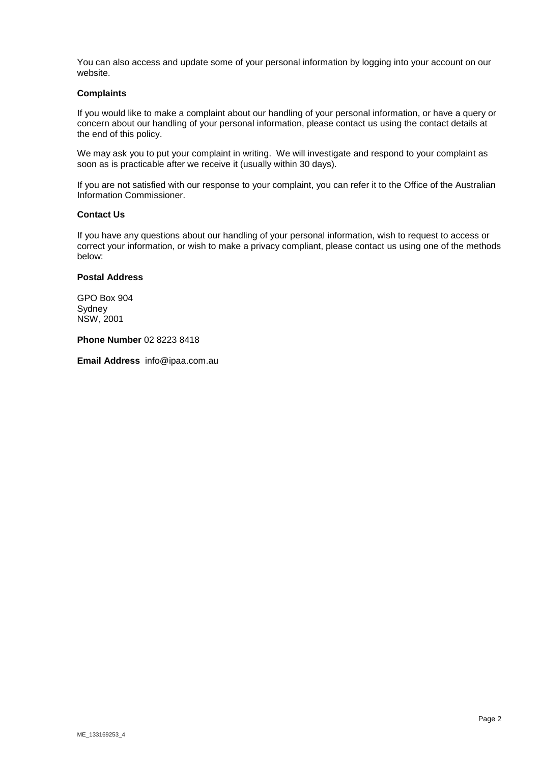You can also access and update some of your personal information by logging into your account on our website.

### Complaints

If you would like to make a complaint about our handling of your personal information, or have a query or concern about our handling of your personal information, please contact us using the contact details at the end of this policy.

We may ask you to put your complaint in writing. We will investigate and respond to your complaint as soon as is practicable after we receive it (usually within 30 days).

If you are not satisfied with our response to your complaint, you can refer it to the Office of the Australian Information Commissioner.

### Contact Us

If you have any questions about our handling of your personal information, wish to request to access or correct your information, or wish to make a privacy compliant, please contact us using one of the methods below:

**Postal Address**

GPO Box 904
Sydney
NSW, 2001

**Phone Number** 02 8223 8418

**Email Address** info@ipaa.com.au

ME_133169253_4